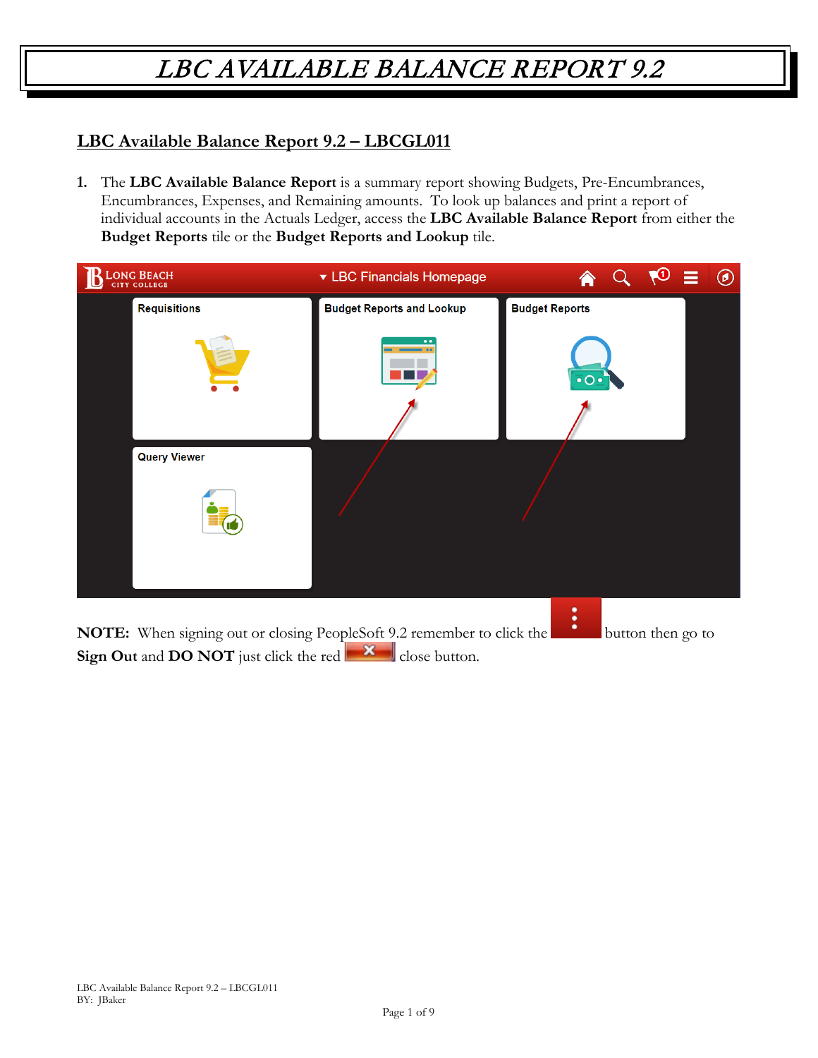# LBC AVAILABLE BALANCE REPORT 9.2

## LBC Available Balance Report 9.2 – LBCGL011

1. The **LBC Available Balance Report** is a summary report showing Budgets, Pre-Encumbrances, Encumbrances, Expenses, and Remaining amounts. To look up balances and print a report of individual accounts in the Actuals Ledger, access the **LBC Available Balance Report** from either the **Budget Reports** tile or the **Budget Reports and Lookup** tile.

**NOTE:** When signing out or closing PeopleSoft 9.2 remember to click the button then go to **Sign Out** and **DO NOT** just click the red close button.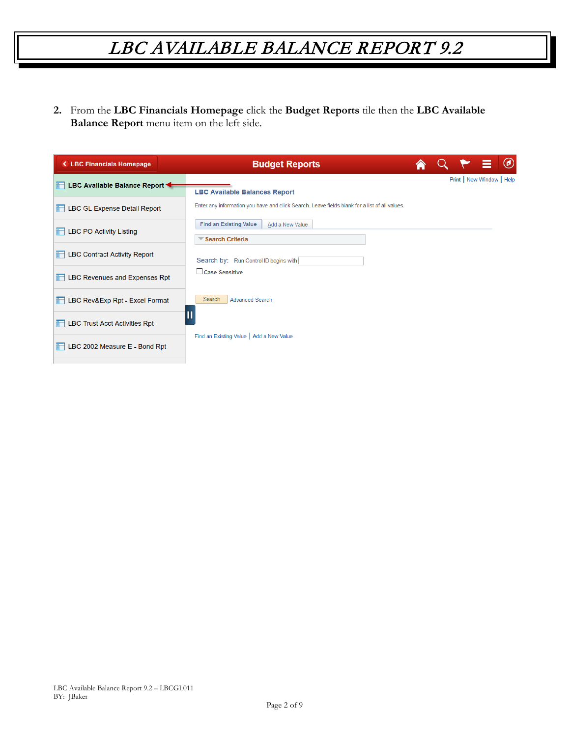# LBC AVAILABLE BALANCE REPORT 9.2

2. From the **LBC Financials Homepage** click the **Budget Reports** tile then the **LBC Available Balance Report** menu item on the left side.

LBC Financials Homepage

Budget Reports

LBC Available Balance Report

LBC GL Expense Detail Report

LBC PO Activity Listing

LBC Contract Activity Report

LBC Revenues and Expenses Rpt

LBC Rev&Exp Rpt - Excel Format

LBC Trust Acct Activities Rpt

LBC 2002 Measure E - Bond Rpt

Print | New Window | Help

LBC Available Balances Report

Enter any information you have and click Search. Leave fields blank for a list of all values.

Find an Existing Value | Add a New Value

Search Criteria

Search by: Run Control ID begins with

Case Sensitive

Search | Advanced Search

Find an Existing Value | Add a New Value

LBC Available Balance Report 9.2 – LBCGL011
BY: JBaker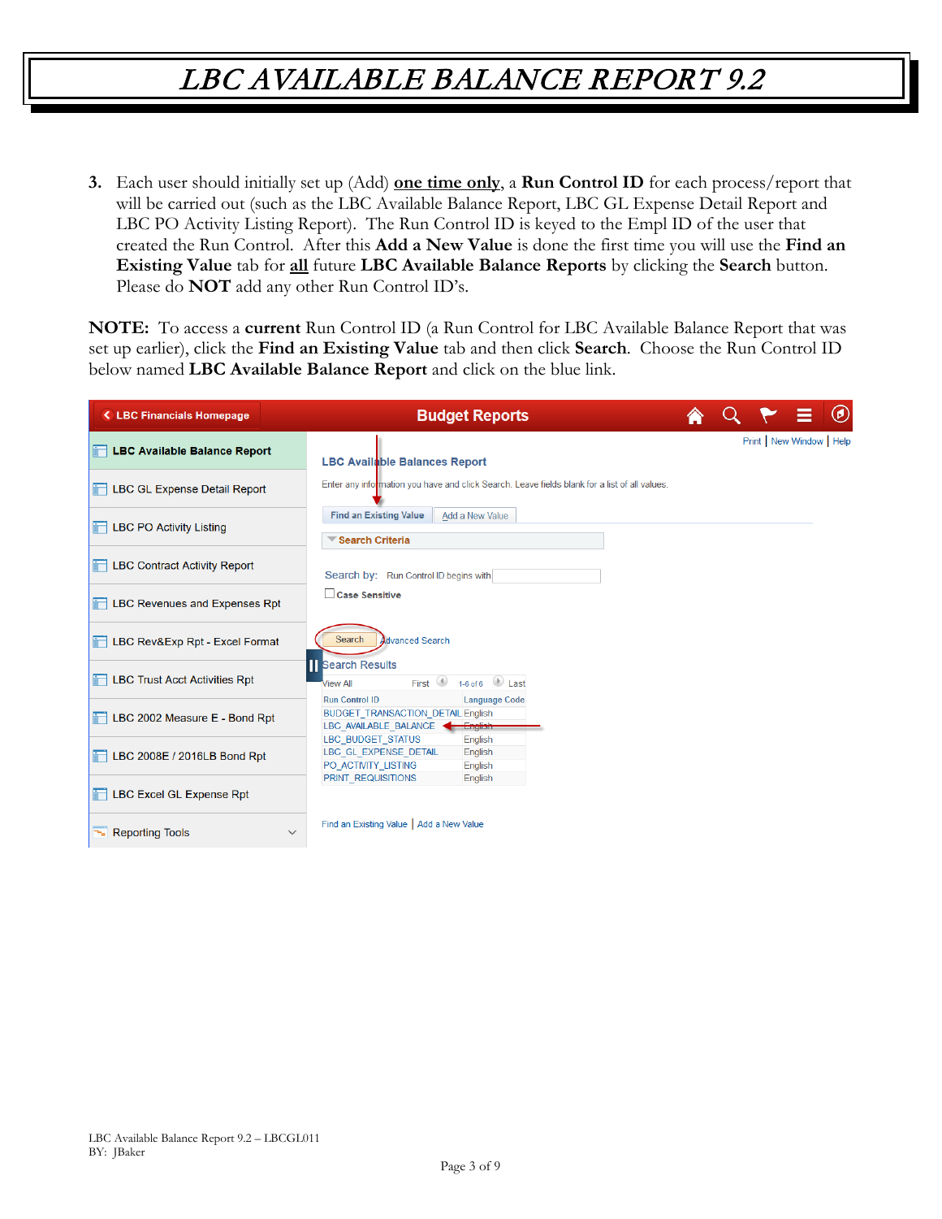3. Each user should initially set up (Add) **one time only**, a **Run Control ID** for each process/report that will be carried out (such as the LBC Available Balance Report, LBC GL Expense Detail Report and LBC PO Activity Listing Report). The Run Control ID is keyed to the Empl ID of the user that created the Run Control. After this **Add a New Value** is done the first time you will use the **Find an Existing Value** tab for **all** future **LBC Available Balance Reports** by clicking the **Search** button. Please do **NOT** add any other Run Control ID's.

**NOTE:** To access a **current** Run Control ID (a Run Control for LBC Available Balance Report that was set up earlier), click the **Find an Existing Value** tab and then click **Search**. Choose the Run Control ID below named **LBC Available Balance Report** and click on the blue link.

LBC Financials Homepage | Budget Reports

- LBC Available Balance Report
- LBC GL Expense Detail Report
- LBC PO Activity Listing
- LBC Contract Activity Report
- LBC Revenues and Expenses Rpt
- LBC Rev&Exp Rpt - Excel Format
- LBC Trust Acct Activities Rpt
- LBC 2002 Measure E - Bond Rpt
- LBC 2008E / 2016LB Bond Rpt
- LBC Excel GL Expense Rpt
- Reporting Tools

Print | New Window | Help

**LBC Available Balances Report**

Enter any information you have and click Search. Leave fields blank for a list of all values.

Find an Existing Value | Add a New Value

Search Criteria

Search by: Run Control ID begins with

Case Sensitive

Search | Advanced Search

Search Results

View All | First | 1-6 of 6 | Last

| Run Control ID | Language Code |
|---|---|
| BUDGET_TRANSACTION_DETAIL | English |
| LBC_AVAILABLE_BALANCE | English |
| LBC_BUDGET_STATUS | English |
| LBC_GL_EXPENSE_DETAIL | English |
| PO_ACTIVITY_LISTING | English |
| PRINT_REQUISITIONS | English |

Find an Existing Value | Add a New Value

LBC Available Balance Report 9.2 – LBCGL011
BY: JBaker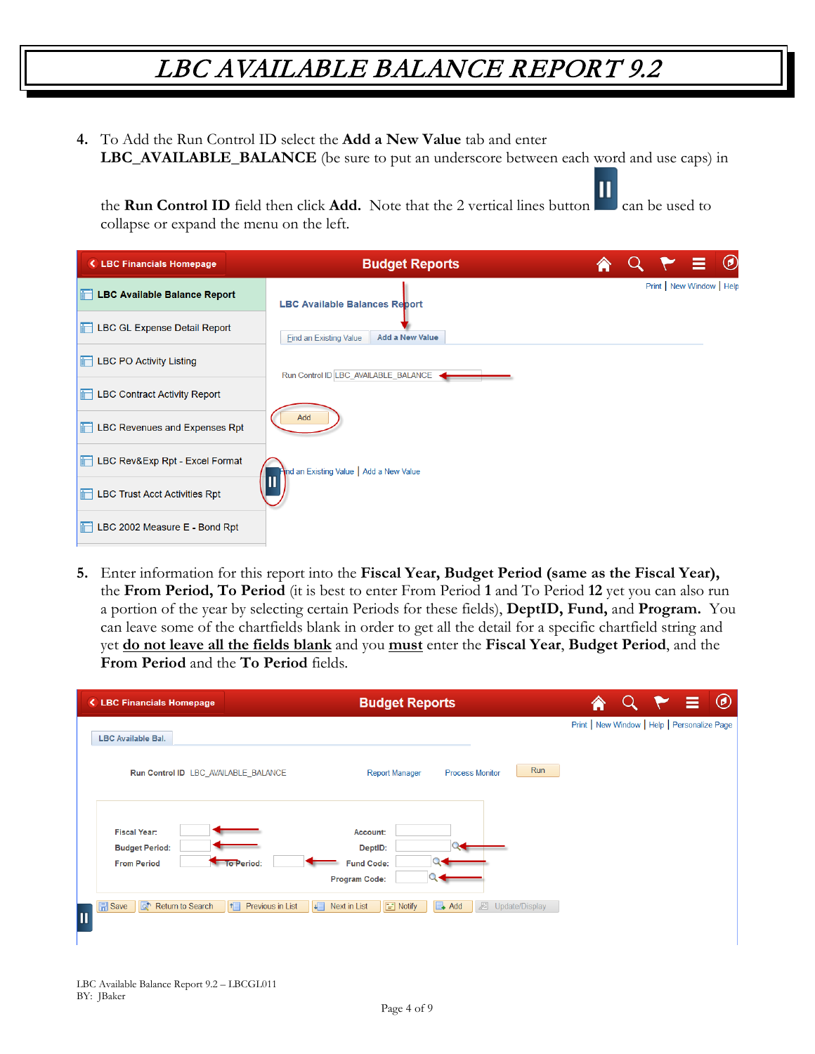# *LBC AVAILABLE BALANCE REPORT 9.2*

4. To Add the Run Control ID select the **Add a New Value** tab and enter **LBC_AVAILABLE_BALANCE** (be sure to put an underscore between each word and use caps) in the **Run Control ID** field then click **Add.** Note that the 2 vertical lines button can be used to collapse or expand the menu on the left.

5. Enter information for this report into the **Fiscal Year, Budget Period (same as the Fiscal Year),** the **From Period, To Period** (it is best to enter From Period **1** and To Period **12** yet you can also run a portion of the year by selecting certain Periods for these fields), **DeptID, Fund,** and **Program.** You can leave some of the chartfields blank in order to get all the detail for a specific chartfield string and yet **do not leave all the fields blank** and you **must** enter the **Fiscal Year**, **Budget Period**, and the **From Period** and the **To Period** fields.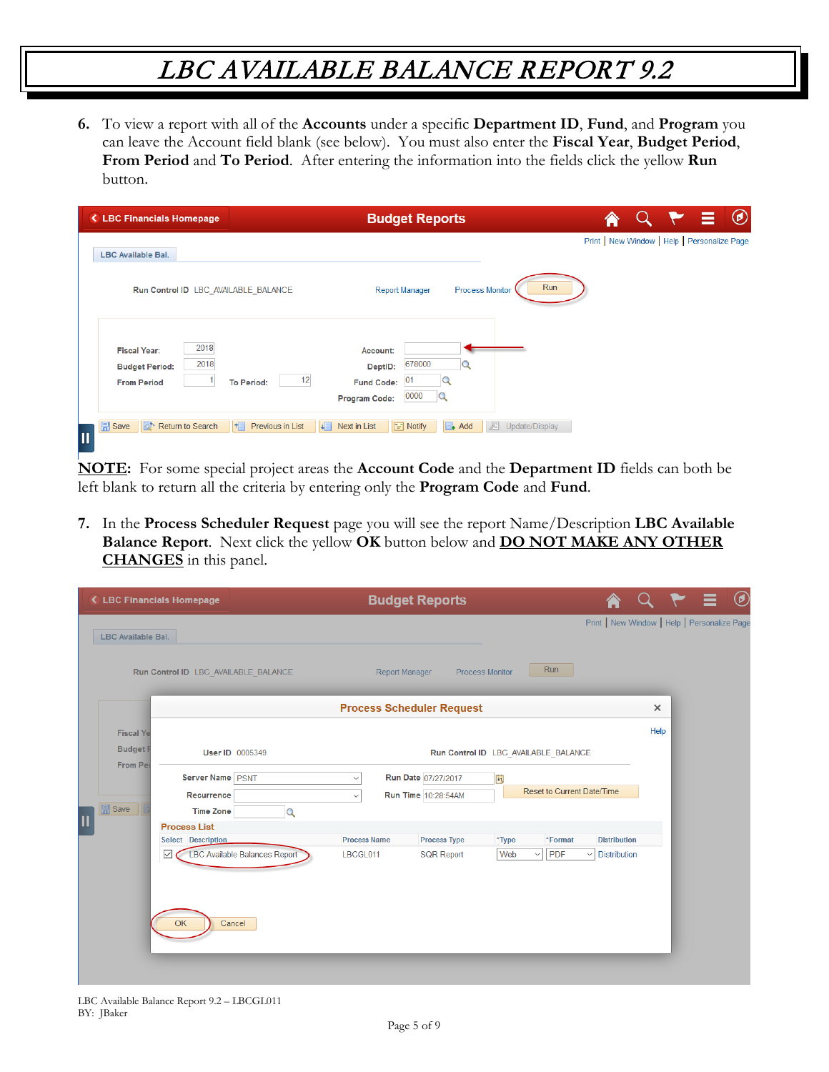# LBC AVAILABLE BALANCE REPORT 9.2

6. To view a report with all of the **Accounts** under a specific **Department ID**, **Fund**, and **Program** you can leave the Account field blank (see below). You must also enter the **Fiscal Year**, **Budget Period**, **From Period** and **To Period**. After entering the information into the fields click the yellow **Run** button.

**<u>NOTE</u>:** For some special project areas the **Account Code** and the **Department ID** fields can both be left blank to return all the criteria by entering only the **Program Code** and **Fund**.

7. In the **Process Scheduler Request** page you will see the report Name/Description **LBC Available Balance Report**. Next click the yellow **OK** button below and **<u>DO NOT MAKE ANY OTHER CHANGES</u>** in this panel.

LBC Available Balance Report 9.2 – LBCGL011
BY: JBaker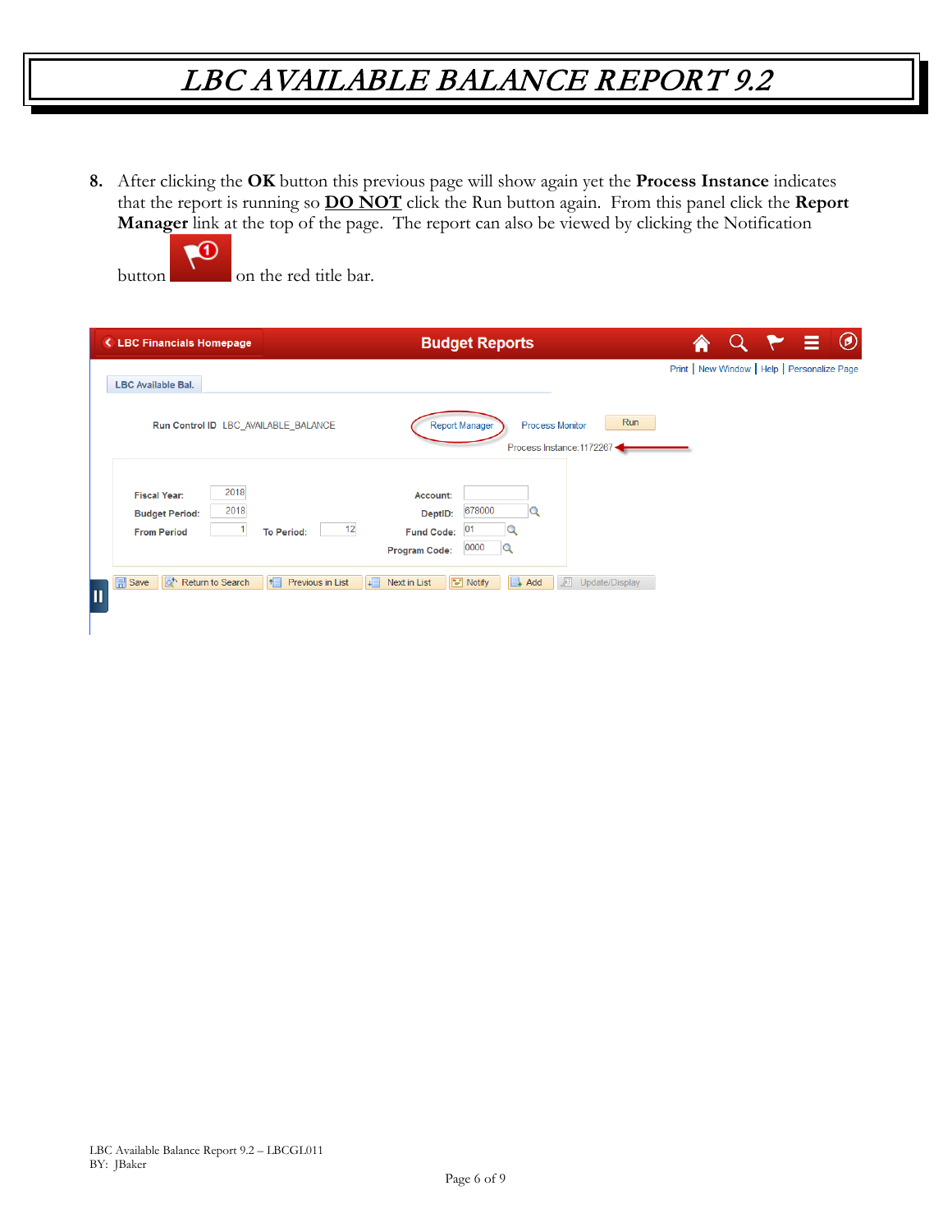8. After clicking the **OK** button this previous page will show again yet the **Process Instance** indicates that the report is running so **DO NOT** click the Run button again. From this panel click the **Report Manager** link at the top of the page. The report can also be viewed by clicking the Notification button on the red title bar.

LBC Financials Homepage | Budget Reports

Print | New Window | Help | Personalize Page

LBC Available Bal.

Run Control ID LBC_AVAILABLE_BALANCE | Report Manager | Process Monitor | Run

Process Instance:1172267

Fiscal Year: 2018
Budget Period: 2018
From Period 1 To Period: 12

Account:
DeptID: 678000
Fund Code: 01
Program Code: 0000

Save | Return to Search | Previous in List | Next in List | Notify | Add | Update/Display

LBC Available Balance Report 9.2 – LBCGL011
BY: JBaker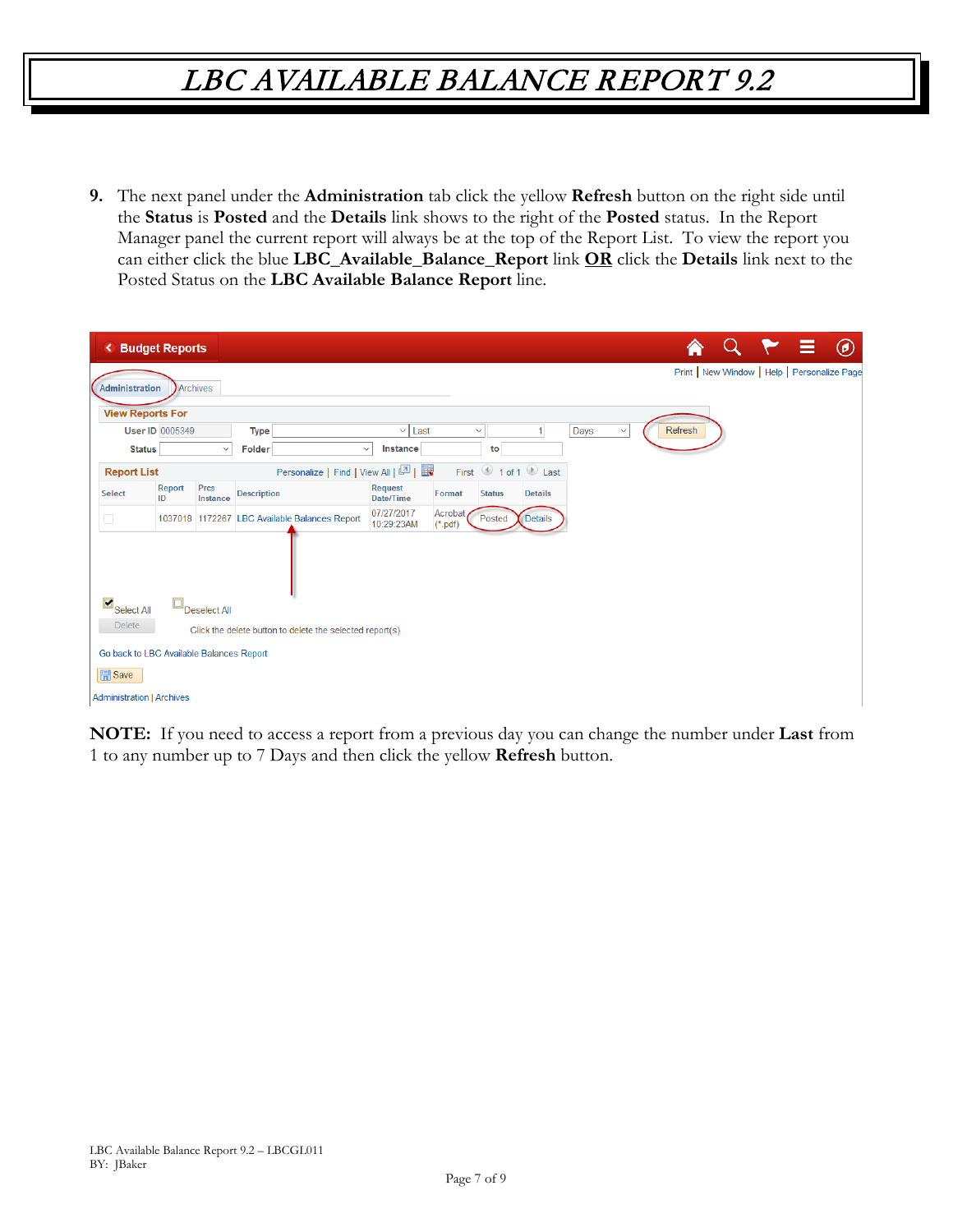9. The next panel under the **Administration** tab click the yellow **Refresh** button on the right side until the **Status** is **Posted** and the **Details** link shows to the right of the **Posted** status. In the Report Manager panel the current report will always be at the top of the Report List. To view the report you can either click the blue **LBC_Available_Balance_Report** link <u>**OR**</u> click the **Details** link next to the Posted Status on the **LBC Available Balance Report** line.

**NOTE:** If you need to access a report from a previous day you can change the number under **Last** from 1 to any number up to 7 Days and then click the yellow **Refresh** button.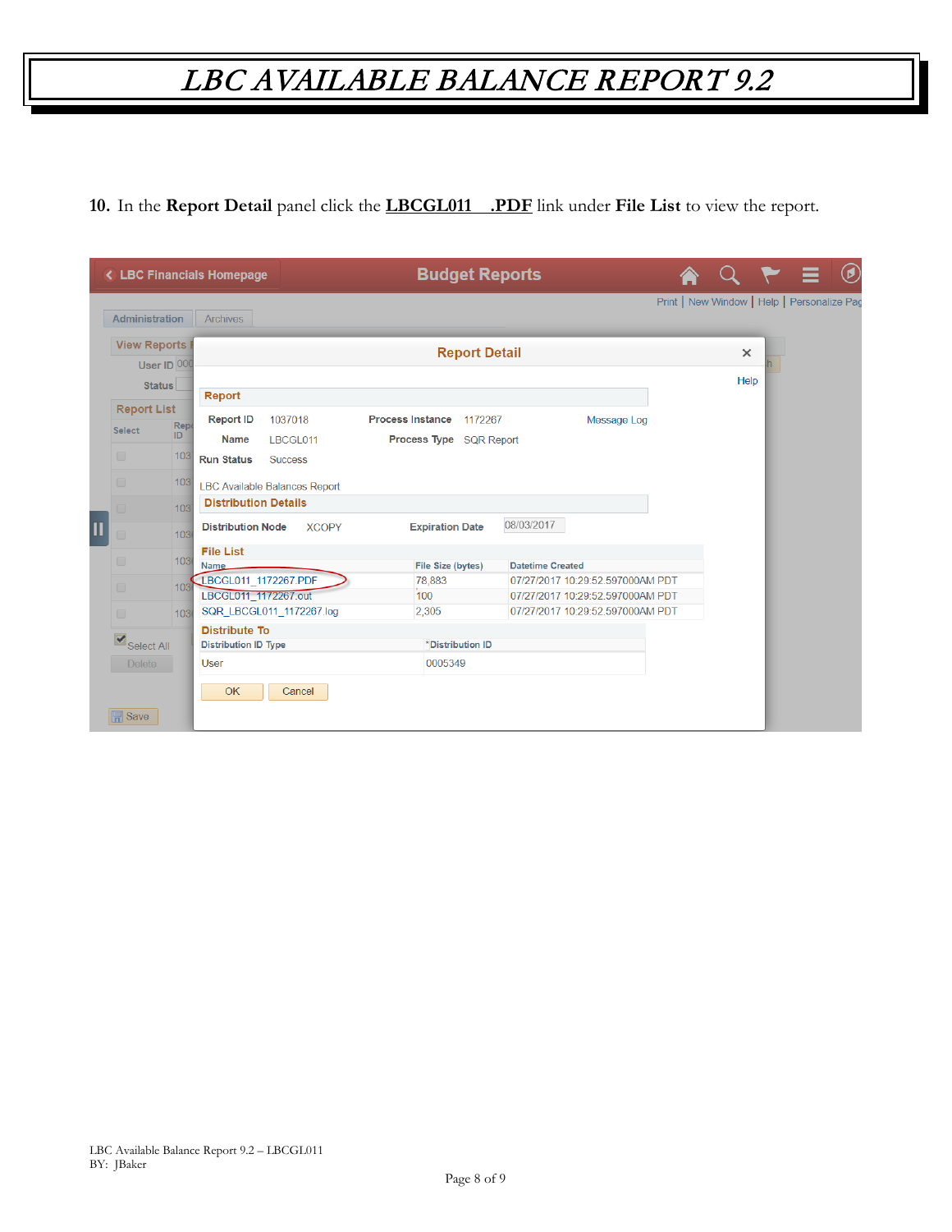# LBC AVAILABLE BALANCE REPORT 9.2

**10.** In the **Report Detail** panel click the **LBCGL011 .PDF** link under **File List** to view the report.

Budget Reports

Report Detail

**Report**

| | | | |
|---|---|---|---|
| Report ID | 1037018 | Process Instance | 1172267 |
| Name | LBCGL011 | Process Type | SQR Report |
| Run Status | Success | | |

Message Log

LBC Available Balances Report

**Distribution Details**

Distribution Node XCOPY Expiration Date 08/03/2017

**File List**

| Name | File Size (bytes) | Datetime Created |
|---|---|---|
| LBCGL011_1172267.PDF | 78,883 | 07/27/2017 10:29:52.597000AM PDT |
| LBCGL011_1172267.out | 100 | 07/27/2017 10:29:52.597000AM PDT |
| SQR_LBCGL011_1172267.log | 2,305 | 07/27/2017 10:29:52.597000AM PDT |

**Distribute To**

| Distribution ID Type | *Distribution ID |
|---|---|
| User | 0005349 |

OK Cancel

LBC Available Balance Report 9.2 – LBCGL011
BY: JBaker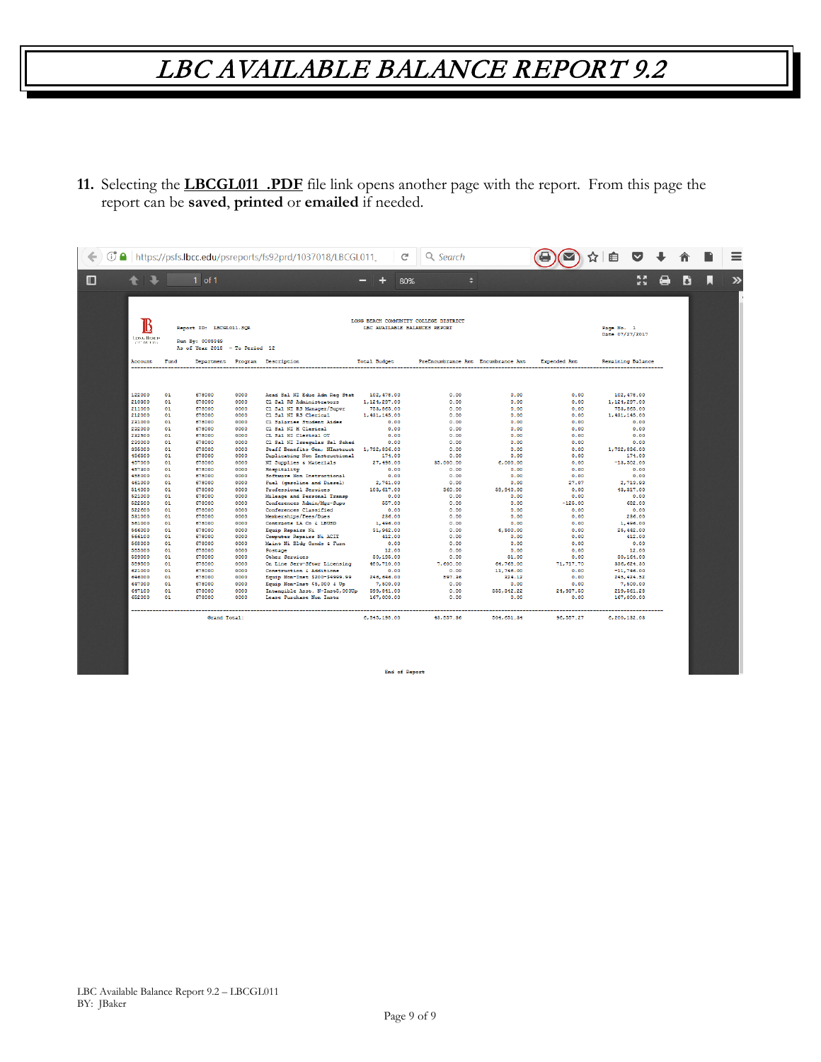# LBC AVAILABLE BALANCE REPORT 9.2

11. Selecting the **LBCGL011 .PDF** file link opens another page with the report. From this page the report can be **saved**, **printed** or **emailed** if needed.

https://psfs.lbcc.edu/psreports/fs92prd/1037018/LBCGL011_

Report ID: LBCGL011.SQR
Run By: 0005949
As of Year 2018 - To Period 12

LONG BEACH COMMUNITY COLLEGE DISTRICT
LBC AVAILABLE BALANCES REPORT

Page No. 1
Date 07/27/2017

| Account | Fund | Department | Program | Description | Total Budget | PreEncumbrance Amt | Encumbrance Amt | Expended Amt | Remaining Balance |
|---|---|---|---|---|---|---|---|---|---|
| 122000 | 01 | 678000 | 0000 | Acad Sal NI Educ Adm Reg Stat | 102,478.00 | 0.00 | 0.00 | 0.00 | 102,478.00 |
| 210000 | 01 | 678000 | 0000 | Cl Sal RG Administrators | 1,124,297.00 | 0.00 | 0.00 | 0.00 | 1,124,297.00 |
| 211000 | 01 | 678000 | 0000 | Cl Sal NI RG Manager/Supvr | 758,865.00 | 0.00 | 0.00 | 0.00 | 758,865.00 |
| 212000 | 01 | 678000 | 0000 | Cl Sal NI RG Clerical | 1,481,145.00 | 0.00 | 0.00 | 0.00 | 1,481,145.00 |
| 221000 | 01 | 678000 | 0000 | Cl Salaries Student Aides | 0.00 | 0.00 | 0.00 | 0.00 | 0.00 |
| 222000 | 01 | 678000 | 0000 | Cl Sal NI H Clerical | 0.00 | 0.00 | 0.00 | 0.00 | 0.00 |
| 232500 | 01 | 678000 | 0000 | Cl Sal NI Clerical OT | 0.00 | 0.00 | 0.00 | 0.00 | 0.00 |
| 239000 | 01 | 678000 | 0000 | Cl Sal NI Irregular Sal Sched | 0.00 | 0.00 | 0.00 | 0.00 | 0.00 |
| 385000 | 01 | 678000 | 0000 | Staff Benefits Gen, NInstruct | 1,782,886.00 | 0.00 | 0.00 | 0.00 | 1,782,886.00 |
| 456500 | 01 | 678000 | 0000 | Duplicating Non Instructional | 174.00 | 0.00 | 0.00 | 0.00 | 174.00 |
| 457000 | 01 | 678000 | 0000 | NI Supplies & Materials | 27,498.00 | 35,000.00 | 6,000.00 | 0.00 | -13,502.00 |
| 457200 | 01 | 678000 | 0000 | Hospitality | 0.00 | 0.00 | 0.00 | 0.00 | 0.00 |
| 458000 | 01 | 678000 | 0000 | Software Non Instructional | 0.00 | 0.00 | 0.00 | 0.00 | 0.00 |
| 461000 | 01 | 678000 | 0000 | Fuel (gasoline and Diesel) | 2,741.00 | 0.00 | 0.00 | 27.07 | 2,713.93 |
| 514000 | 01 | 678000 | 0000 | Professional Services | 103,617.00 | 360.00 | 55,940.00 | 0.00 | 48,317.00 |
| 521000 | 01 | 678000 | 0000 | Mileage and Personal Transp | 0.00 | 0.00 | 0.00 | 0.00 | 0.00 |
| 522500 | 01 | 678000 | 0000 | Conferences Admin/Mgr-Supv | 557.00 | 0.00 | 0.00 | -125.00 | 682.00 |
| 522600 | 01 | 678000 | 0000 | Conferences Classified | 0.00 | 0.00 | 0.00 | 0.00 | 0.00 |
| 531000 | 01 | 678000 | 0000 | Memberships/Fees/Dues | 236.00 | 0.00 | 0.00 | 0.00 | 236.00 |
| 561000 | 01 | 678000 | 0000 | Contracts LA Co & LBUSD | 1,496.00 | 0.00 | 0.00 | 0.00 | 1,496.00 |
| 566000 | 01 | 678000 | 0000 | Equip Repairs Ni | 31,942.00 | 0.00 | 6,500.00 | 0.00 | 25,442.00 |
| 566100 | 01 | 678000 | 0000 | Computer Repairs Ni ACIT | 412.00 | 0.00 | 0.00 | 0.00 | 412.00 |
| 568000 | 01 | 678000 | 0000 | Maint Ni Bldg Grnds & Furn | 0.00 | 0.00 | 0.00 | 0.00 | 0.00 |
| 585000 | 01 | 678000 | 0000 | Postage | 12.00 | 0.00 | 0.00 | 0.00 | 12.00 |
| 589000 | 01 | 678000 | 0000 | Other Services | 80,155.00 | 0.00 | 81.00 | 0.00 | 80,164.00 |
| 589500 | 01 | 678000 | 0000 | On Line Serv-Sftwr Licensing | 480,710.00 | 7,600.00 | 64,765.00 | 71,717.70 | 336,624.30 |
| 621000 | 01 | 678000 | 0000 | Construction & Additions | 0.00 | 0.00 | 11,746.00 | 0.00 | -11,746.00 |
| 646000 | 01 | 678000 | 0000 | Equip Non-Inst $200-$4999.99 | 246,646.00 | 597.36 | 224.12 | 0.00 | 245,424.52 |
| 647000 | 01 | 678000 | 0000 | Equip Non-Inst $5,000 & Up | 7,500.00 | 0.00 | 0.00 | 0.00 | 7,500.00 |
| 647100 | 01 | 678000 | 0000 | Intangible Asst. N-Inst$,000Up | 559,861.00 | 0.00 | 355,342.22 | 24,957.50 | 219,561.28 |
| 652000 | 01 | 678000 | 0000 | Lease Purchase Non Instr | 167,000.00 | 0.00 | 0.00 | 0.00 | 167,000.00 |
| | | Grand Total: | | | 6,545,198.00 | 43,557.36 | 504,651.34 | 96,557.27 | 6,200,132.03 |

End of Report

LBC Available Balance Report 9.2 – LBCGL011
BY: JBaker